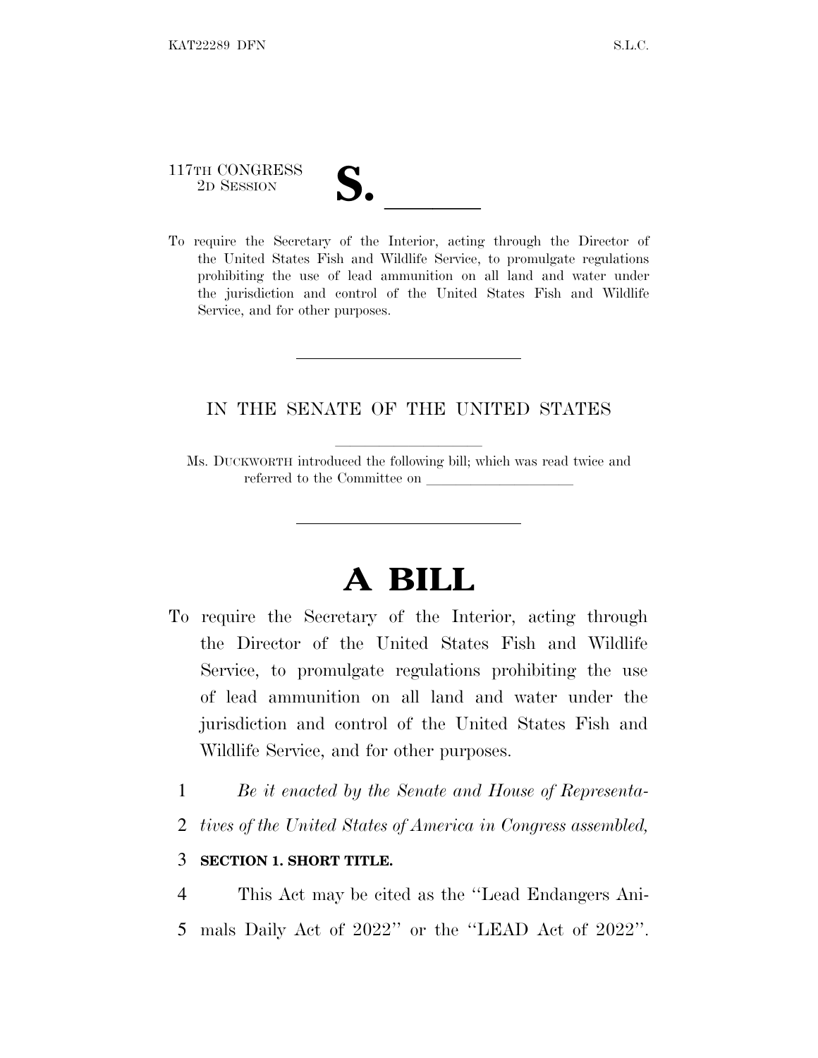117TH CONGRESS
2D SESSION

# S. \_\_\_\_\_\_

To require the Secretary of the Interior, acting through the Director of the United States Fish and Wildlife Service, to promulgate regulations prohibiting the use of lead ammunition on all land and water under the jurisdiction and control of the United States Fish and Wildlife Service, and for other purposes.

---

IN THE SENATE OF THE UNITED STATES

Ms. DUCKWORTH introduced the following bill; which was read twice and referred to the Committee on \_\_\_\_\_\_\_\_\_\_\_\_\_\_\_\_\_\_\_\_

---

# A BILL

To require the Secretary of the Interior, acting through the Director of the United States Fish and Wildlife Service, to promulgate regulations prohibiting the use of lead ammunition on all land and water under the jurisdiction and control of the United States Fish and Wildlife Service, and for other purposes.

1 *Be it enacted by the Senate and House of Representa-*
2 *tives of the United States of America in Congress assembled,*

3 **SECTION 1. SHORT TITLE.**

4 This Act may be cited as the ''Lead Endangers Ani-
5 mals Daily Act of 2022'' or the ''LEAD Act of 2022''.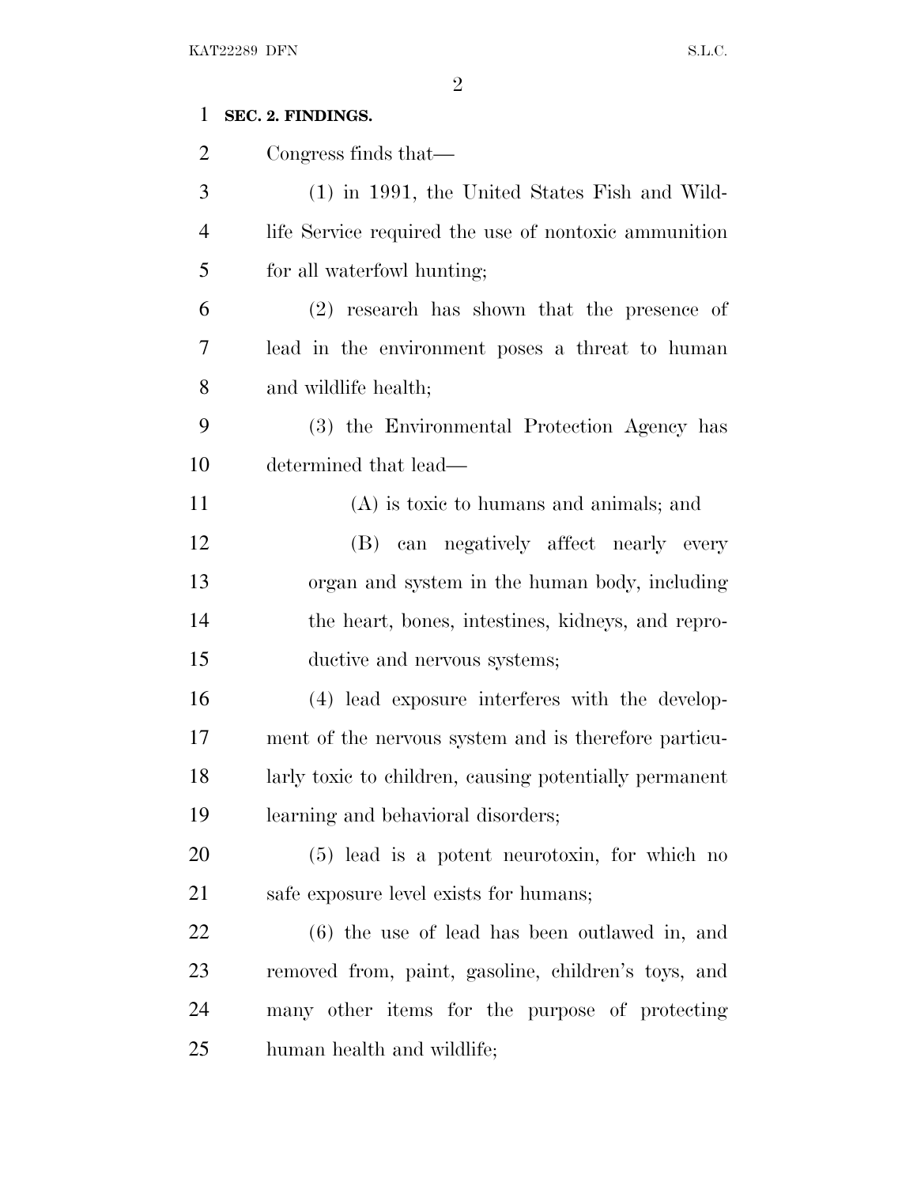**SEC. 2. FINDINGS.**

Congress finds that—

(1) in 1991, the United States Fish and Wildlife Service required the use of nontoxic ammunition for all waterfowl hunting;

(2) research has shown that the presence of lead in the environment poses a threat to human and wildlife health;

(3) the Environmental Protection Agency has determined that lead—

(A) is toxic to humans and animals; and

(B) can negatively affect nearly every organ and system in the human body, including the heart, bones, intestines, kidneys, and reproductive and nervous systems;

(4) lead exposure interferes with the development of the nervous system and is therefore particularly toxic to children, causing potentially permanent learning and behavioral disorders;

(5) lead is a potent neurotoxin, for which no safe exposure level exists for humans;

(6) the use of lead has been outlawed in, and removed from, paint, gasoline, children's toys, and many other items for the purpose of protecting human health and wildlife;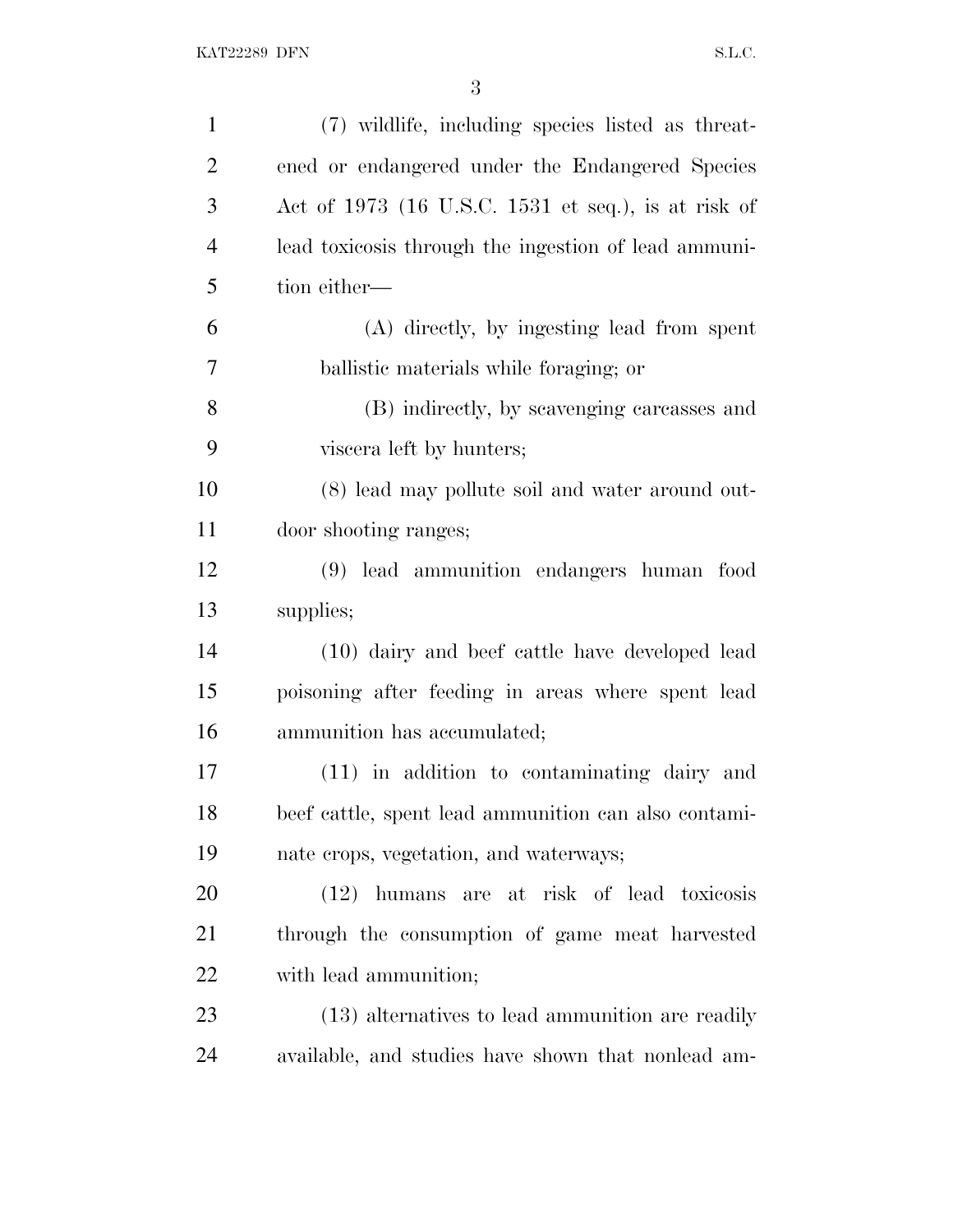(7) wildlife, including species listed as threatened or endangered under the Endangered Species Act of 1973 (16 U.S.C. 1531 et seq.), is at risk of lead toxicosis through the ingestion of lead ammunition either—

(A) directly, by ingesting lead from spent ballistic materials while foraging; or

(B) indirectly, by scavenging carcasses and viscera left by hunters;

(8) lead may pollute soil and water around outdoor shooting ranges;

(9) lead ammunition endangers human food supplies;

(10) dairy and beef cattle have developed lead poisoning after feeding in areas where spent lead ammunition has accumulated;

(11) in addition to contaminating dairy and beef cattle, spent lead ammunition can also contaminate crops, vegetation, and waterways;

(12) humans are at risk of lead toxicosis through the consumption of game meat harvested with lead ammunition;

(13) alternatives to lead ammunition are readily available, and studies have shown that nonlead am-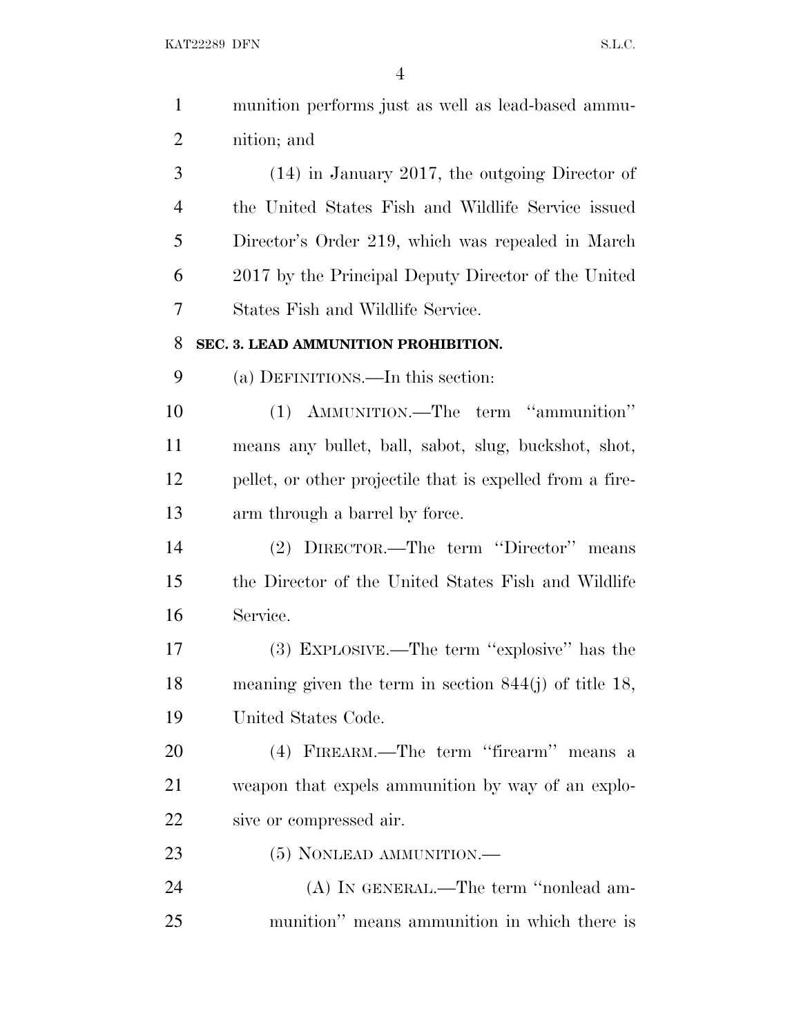munition performs just as well as lead-based ammunition; and

(14) in January 2017, the outgoing Director of the United States Fish and Wildlife Service issued Director's Order 219, which was repealed in March 2017 by the Principal Deputy Director of the United States Fish and Wildlife Service.

**SEC. 3. LEAD AMMUNITION PROHIBITION.**

(a) DEFINITIONS.—In this section:

(1) AMMUNITION.—The term ''ammunition'' means any bullet, ball, sabot, slug, buckshot, shot, pellet, or other projectile that is expelled from a firearm through a barrel by force.

(2) DIRECTOR.—The term ''Director'' means the Director of the United States Fish and Wildlife Service.

(3) EXPLOSIVE.—The term ''explosive'' has the meaning given the term in section 844(j) of title 18, United States Code.

(4) FIREARM.—The term ''firearm'' means a weapon that expels ammunition by way of an explosive or compressed air.

(5) NONLEAD AMMUNITION.—

(A) IN GENERAL.—The term ''nonlead ammunition'' means ammunition in which there is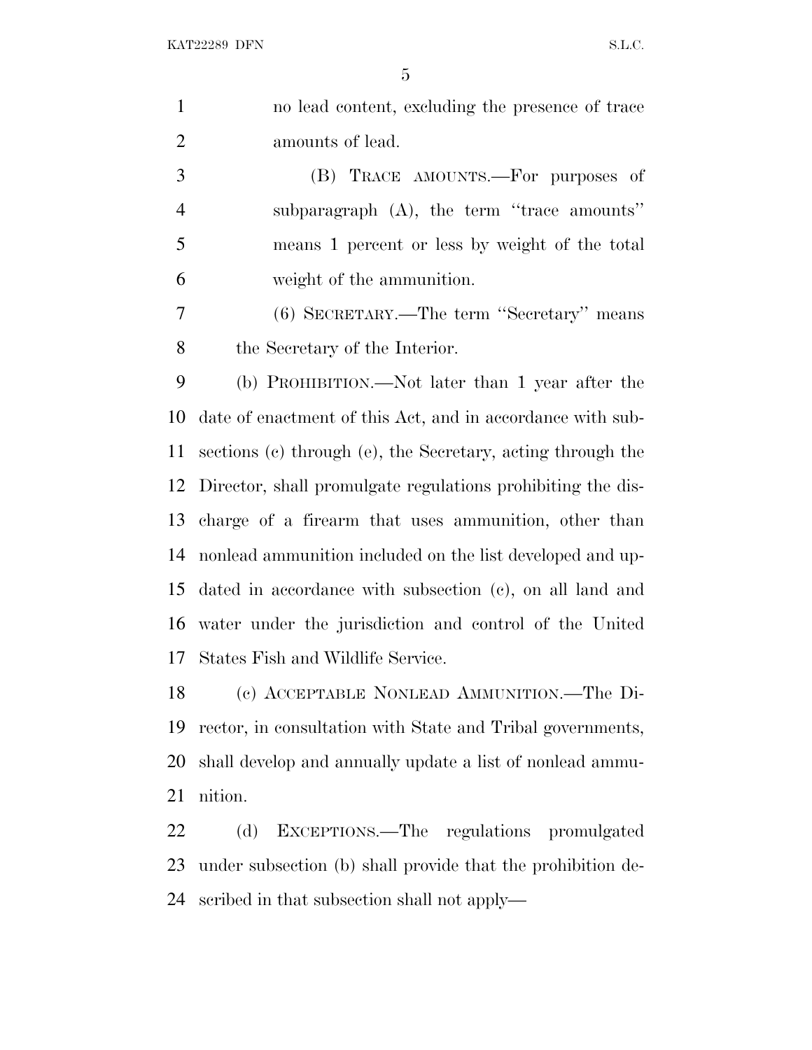no lead content, excluding the presence of trace amounts of lead.

(B) TRACE AMOUNTS.—For purposes of subparagraph (A), the term "trace amounts" means 1 percent or less by weight of the total weight of the ammunition.

(6) SECRETARY.—The term "Secretary" means the Secretary of the Interior.

(b) PROHIBITION.—Not later than 1 year after the date of enactment of this Act, and in accordance with subsections (c) through (e), the Secretary, acting through the Director, shall promulgate regulations prohibiting the discharge of a firearm that uses ammunition, other than nonlead ammunition included on the list developed and updated in accordance with subsection (c), on all land and water under the jurisdiction and control of the United States Fish and Wildlife Service.

(c) ACCEPTABLE NONLEAD AMMUNITION.—The Director, in consultation with State and Tribal governments, shall develop and annually update a list of nonlead ammunition.

(d) EXCEPTIONS.—The regulations promulgated under subsection (b) shall provide that the prohibition described in that subsection shall not apply—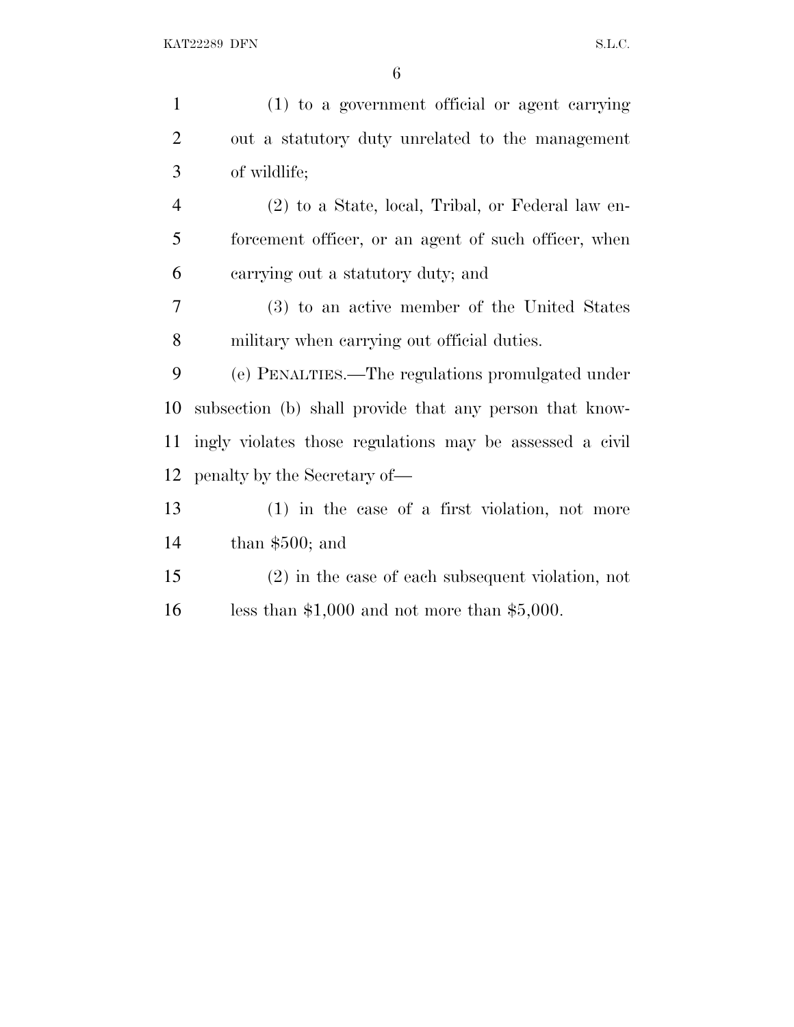(1) to a government official or agent carrying out a statutory duty unrelated to the management of wildlife;

(2) to a State, local, Tribal, or Federal law enforcement officer, or an agent of such officer, when carrying out a statutory duty; and

(3) to an active member of the United States military when carrying out official duties.

(e) PENALTIES.—The regulations promulgated under subsection (b) shall provide that any person that knowingly violates those regulations may be assessed a civil penalty by the Secretary of—

(1) in the case of a first violation, not more than $500; and

(2) in the case of each subsequent violation, not less than $1,000 and not more than $5,000.